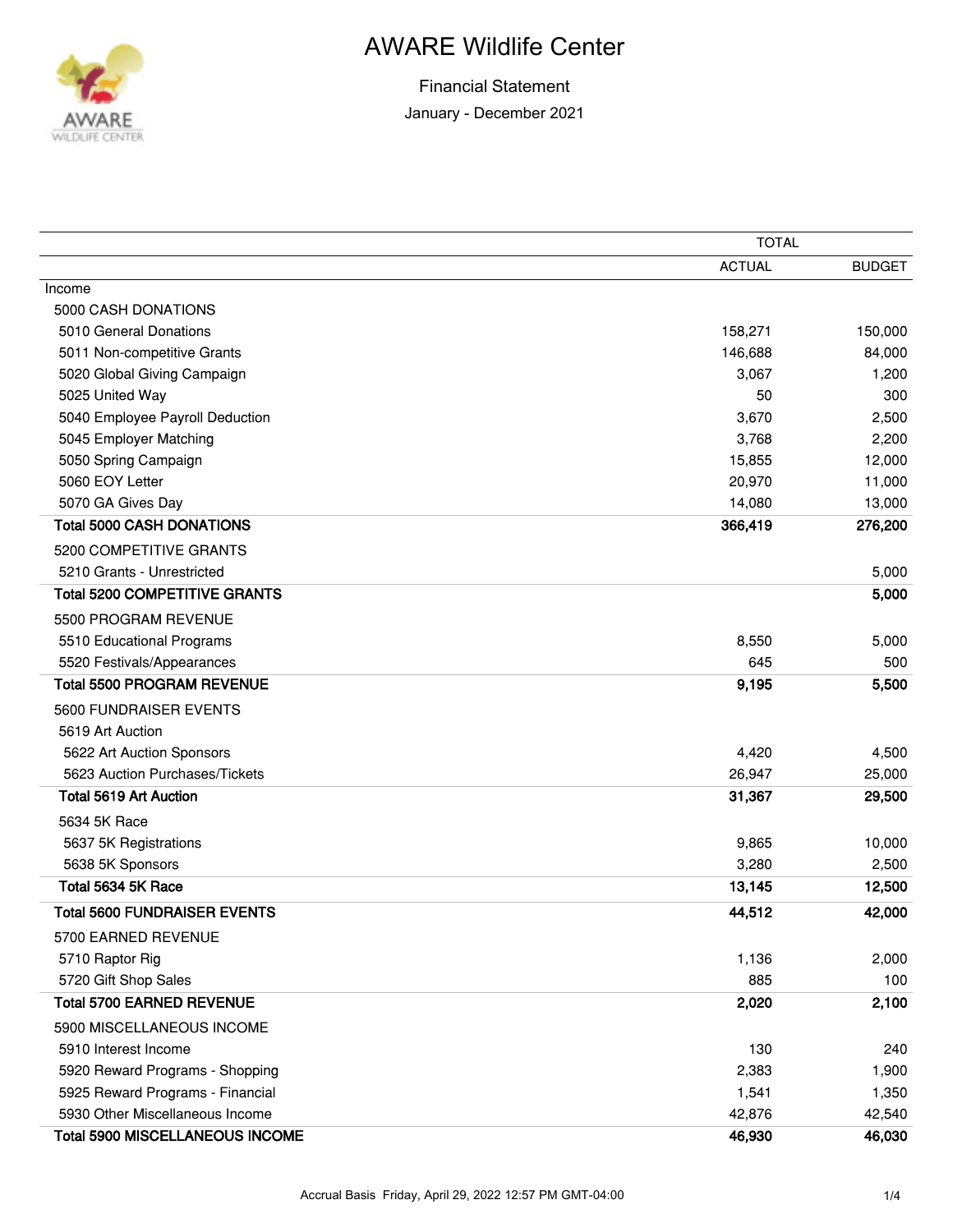# AWARE Wildlife Center

Financial Statement

January - December 2021

| | TOTAL | |
|---|---|---|
| | ACTUAL | BUDGET |
| Income | | |
| 5000 CASH DONATIONS | | |
| 5010 General Donations | 158,271 | 150,000 |
| 5011 Non-competitive Grants | 146,688 | 84,000 |
| 5020 Global Giving Campaign | 3,067 | 1,200 |
| 5025 United Way | 50 | 300 |
| 5040 Employee Payroll Deduction | 3,670 | 2,500 |
| 5045 Employer Matching | 3,768 | 2,200 |
| 5050 Spring Campaign | 15,855 | 12,000 |
| 5060 EOY Letter | 20,970 | 11,000 |
| 5070 GA Gives Day | 14,080 | 13,000 |
| **Total 5000 CASH DONATIONS** | **366,419** | **276,200** |
| 5200 COMPETITIVE GRANTS | | |
| 5210 Grants - Unrestricted | | 5,000 |
| **Total 5200 COMPETITIVE GRANTS** | | **5,000** |
| 5500 PROGRAM REVENUE | | |
| 5510 Educational Programs | 8,550 | 5,000 |
| 5520 Festivals/Appearances | 645 | 500 |
| **Total 5500 PROGRAM REVENUE** | **9,195** | **5,500** |
| 5600 FUNDRAISER EVENTS | | |
| 5619 Art Auction | | |
| 5622 Art Auction Sponsors | 4,420 | 4,500 |
| 5623 Auction Purchases/Tickets | 26,947 | 25,000 |
| **Total 5619 Art Auction** | **31,367** | **29,500** |
| 5634 5K Race | | |
| 5637 5K Registrations | 9,865 | 10,000 |
| 5638 5K Sponsors | 3,280 | 2,500 |
| **Total 5634 5K Race** | **13,145** | **12,500** |
| **Total 5600 FUNDRAISER EVENTS** | **44,512** | **42,000** |
| 5700 EARNED REVENUE | | |
| 5710 Raptor Rig | 1,136 | 2,000 |
| 5720 Gift Shop Sales | 885 | 100 |
| **Total 5700 EARNED REVENUE** | **2,020** | **2,100** |
| 5900 MISCELLANEOUS INCOME | | |
| 5910 Interest Income | 130 | 240 |
| 5920 Reward Programs - Shopping | 2,383 | 1,900 |
| 5925 Reward Programs - Financial | 1,541 | 1,350 |
| 5930 Other Miscellaneous Income | 42,876 | 42,540 |
| **Total 5900 MISCELLANEOUS INCOME** | **46,930** | **46,030** |

Accrual Basis Friday, April 29, 2022 12:57 PM GMT-04:00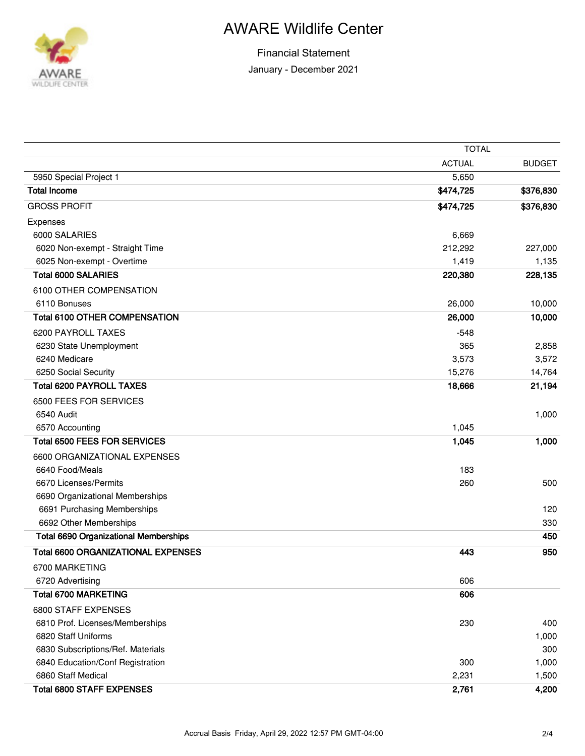# AWARE Wildlife Center

Financial Statement

January - December 2021

| | TOTAL | |
|---|---|---|
| | ACTUAL | BUDGET |
| 5950 Special Project 1 | 5,650 | |
| **Total Income** | **$474,725** | **$376,830** |
| GROSS PROFIT | **$474,725** | **$376,830** |
| Expenses | | |
| 6000 SALARIES | 6,669 | |
| 6020 Non-exempt - Straight Time | 212,292 | 227,000 |
| 6025 Non-exempt - Overtime | 1,419 | 1,135 |
| **Total 6000 SALARIES** | **220,380** | **228,135** |
| 6100 OTHER COMPENSATION | | |
| 6110 Bonuses | 26,000 | 10,000 |
| **Total 6100 OTHER COMPENSATION** | **26,000** | **10,000** |
| 6200 PAYROLL TAXES | -548 | |
| 6230 State Unemployment | 365 | 2,858 |
| 6240 Medicare | 3,573 | 3,572 |
| 6250 Social Security | 15,276 | 14,764 |
| **Total 6200 PAYROLL TAXES** | **18,666** | **21,194** |
| 6500 FEES FOR SERVICES | | |
| 6540 Audit | | 1,000 |
| 6570 Accounting | 1,045 | |
| **Total 6500 FEES FOR SERVICES** | **1,045** | **1,000** |
| 6600 ORGANIZATIONAL EXPENSES | | |
| 6640 Food/Meals | 183 | |
| 6670 Licenses/Permits | 260 | 500 |
| 6690 Organizational Memberships | | |
| 6691 Purchasing Memberships | | 120 |
| 6692 Other Memberships | | 330 |
| **Total 6690 Organizational Memberships** | | **450** |
| **Total 6600 ORGANIZATIONAL EXPENSES** | **443** | **950** |
| 6700 MARKETING | | |
| 6720 Advertising | 606 | |
| **Total 6700 MARKETING** | **606** | |
| 6800 STAFF EXPENSES | | |
| 6810 Prof. Licenses/Memberships | 230 | 400 |
| 6820 Staff Uniforms | | 1,000 |
| 6830 Subscriptions/Ref. Materials | | 300 |
| 6840 Education/Conf Registration | 300 | 1,000 |
| 6860 Staff Medical | 2,231 | 1,500 |
| **Total 6800 STAFF EXPENSES** | **2,761** | **4,200** |

Accrual Basis Friday, April 29, 2022 12:57 PM GMT-04:00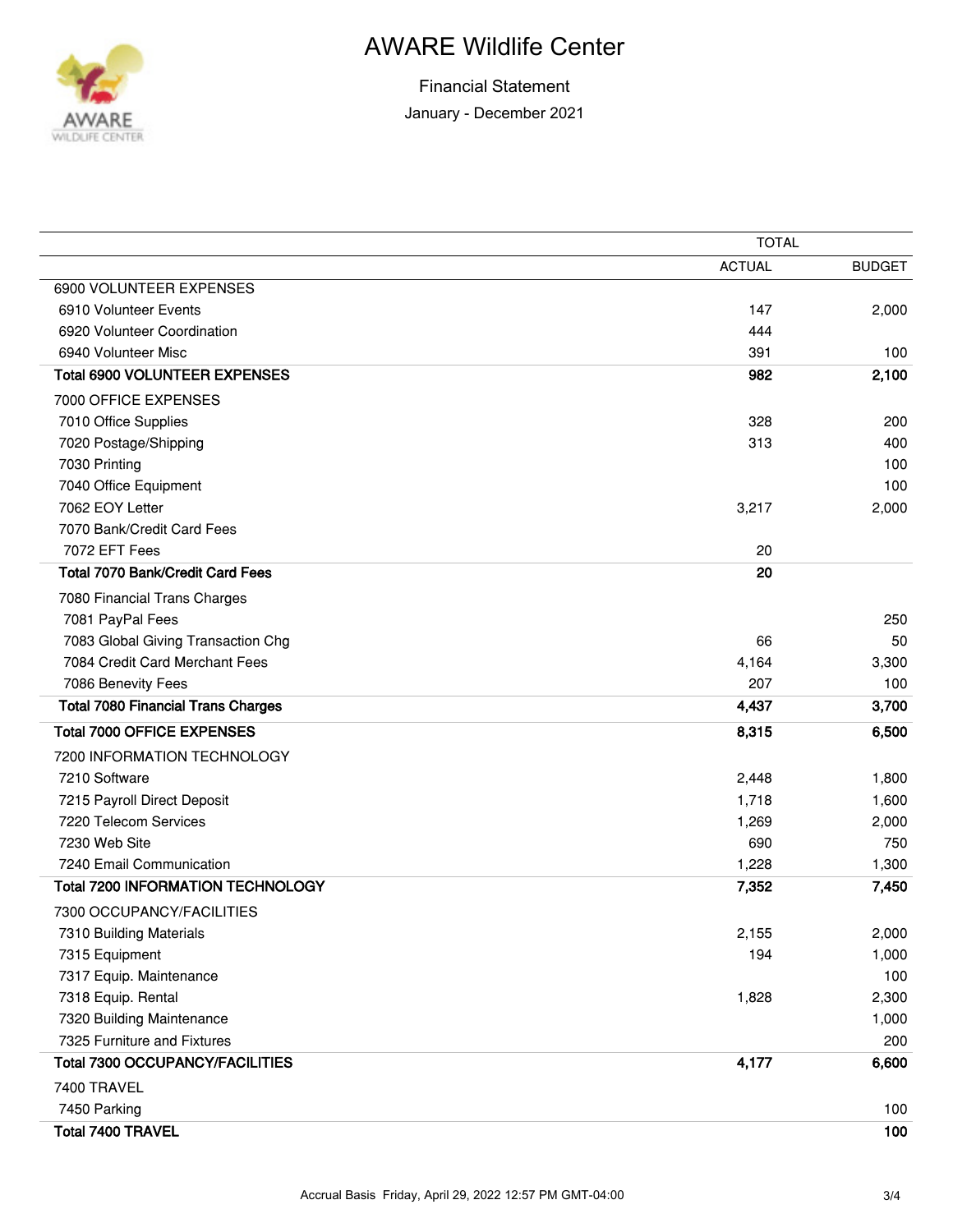# AWARE Wildlife Center

Financial Statement

January - December 2021

| | TOTAL | |
|---|---|---|
| | ACTUAL | BUDGET |
| 6900 VOLUNTEER EXPENSES | | |
| 6910 Volunteer Events | 147 | 2,000 |
| 6920 Volunteer Coordination | 444 | |
| 6940 Volunteer Misc | 391 | 100 |
| **Total 6900 VOLUNTEER EXPENSES** | **982** | **2,100** |
| 7000 OFFICE EXPENSES | | |
| 7010 Office Supplies | 328 | 200 |
| 7020 Postage/Shipping | 313 | 400 |
| 7030 Printing | | 100 |
| 7040 Office Equipment | | 100 |
| 7062 EOY Letter | 3,217 | 2,000 |
| 7070 Bank/Credit Card Fees | | |
| 7072 EFT Fees | 20 | |
| **Total 7070 Bank/Credit Card Fees** | **20** | |
| 7080 Financial Trans Charges | | |
| 7081 PayPal Fees | | 250 |
| 7083 Global Giving Transaction Chg | 66 | 50 |
| 7084 Credit Card Merchant Fees | 4,164 | 3,300 |
| 7086 Benevity Fees | 207 | 100 |
| **Total 7080 Financial Trans Charges** | **4,437** | **3,700** |
| **Total 7000 OFFICE EXPENSES** | **8,315** | **6,500** |
| 7200 INFORMATION TECHNOLOGY | | |
| 7210 Software | 2,448 | 1,800 |
| 7215 Payroll Direct Deposit | 1,718 | 1,600 |
| 7220 Telecom Services | 1,269 | 2,000 |
| 7230 Web Site | 690 | 750 |
| 7240 Email Communication | 1,228 | 1,300 |
| **Total 7200 INFORMATION TECHNOLOGY** | **7,352** | **7,450** |
| 7300 OCCUPANCY/FACILITIES | | |
| 7310 Building Materials | 2,155 | 2,000 |
| 7315 Equipment | 194 | 1,000 |
| 7317 Equip. Maintenance | | 100 |
| 7318 Equip. Rental | 1,828 | 2,300 |
| 7320 Building Maintenance | | 1,000 |
| 7325 Furniture and Fixtures | | 200 |
| **Total 7300 OCCUPANCY/FACILITIES** | **4,177** | **6,600** |
| 7400 TRAVEL | | |
| 7450 Parking | | 100 |
| **Total 7400 TRAVEL** | | **100** |

Accrual Basis Friday, April 29, 2022 12:57 PM GMT-04:00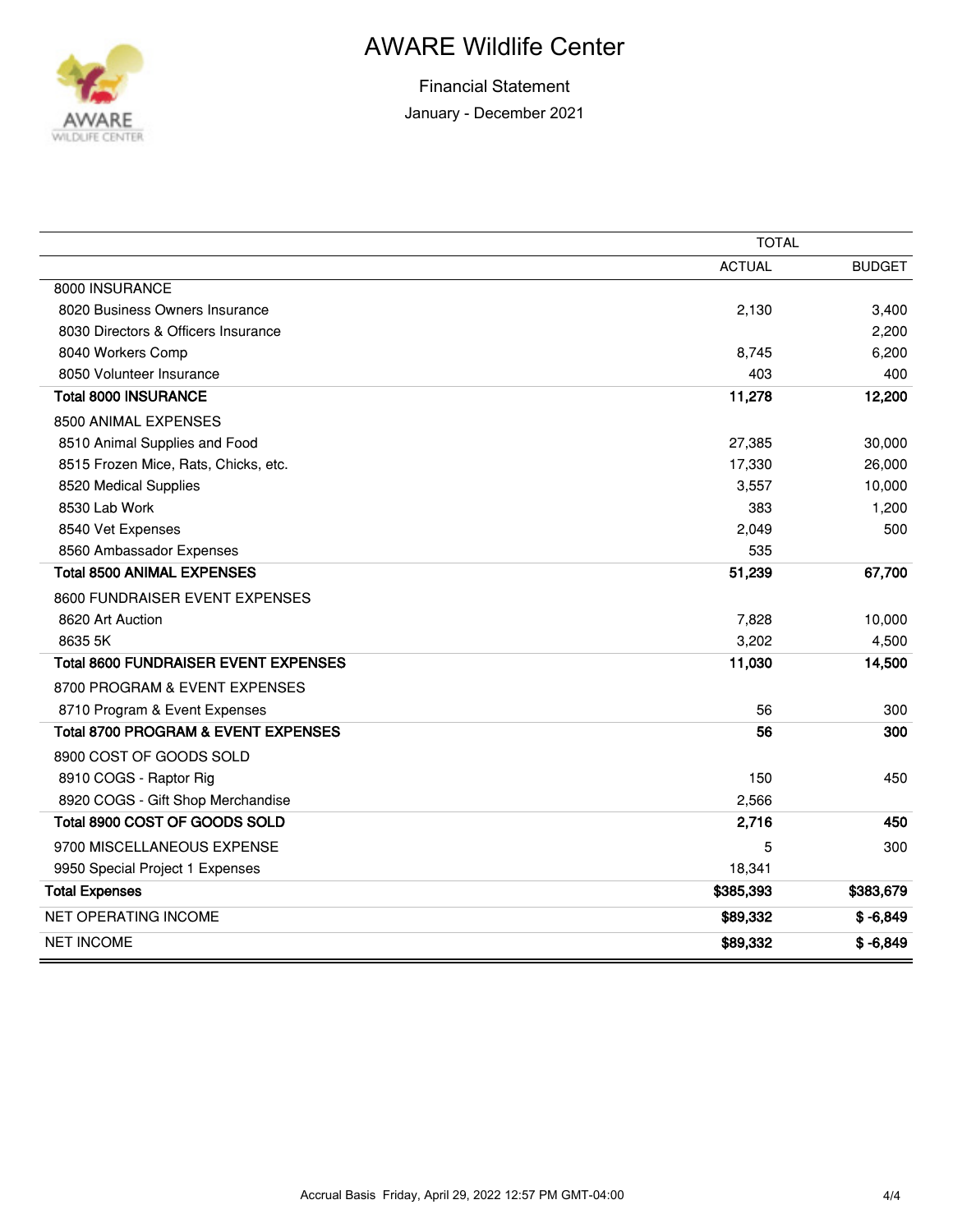# AWARE Wildlife Center

Financial Statement

January - December 2021

| | TOTAL | |
|---|---|---|
| | ACTUAL | BUDGET |
| 8000 INSURANCE | | |
| 8020 Business Owners Insurance | 2,130 | 3,400 |
| 8030 Directors & Officers Insurance | | 2,200 |
| 8040 Workers Comp | 8,745 | 6,200 |
| 8050 Volunteer Insurance | 403 | 400 |
| **Total 8000 INSURANCE** | **11,278** | **12,200** |
| 8500 ANIMAL EXPENSES | | |
| 8510 Animal Supplies and Food | 27,385 | 30,000 |
| 8515 Frozen Mice, Rats, Chicks, etc. | 17,330 | 26,000 |
| 8520 Medical Supplies | 3,557 | 10,000 |
| 8530 Lab Work | 383 | 1,200 |
| 8540 Vet Expenses | 2,049 | 500 |
| 8560 Ambassador Expenses | 535 | |
| **Total 8500 ANIMAL EXPENSES** | **51,239** | **67,700** |
| 8600 FUNDRAISER EVENT EXPENSES | | |
| 8620 Art Auction | 7,828 | 10,000 |
| 8635 5K | 3,202 | 4,500 |
| **Total 8600 FUNDRAISER EVENT EXPENSES** | **11,030** | **14,500** |
| 8700 PROGRAM & EVENT EXPENSES | | |
| 8710 Program & Event Expenses | 56 | 300 |
| **Total 8700 PROGRAM & EVENT EXPENSES** | **56** | **300** |
| 8900 COST OF GOODS SOLD | | |
| 8910 COGS - Raptor Rig | 150 | 450 |
| 8920 COGS - Gift Shop Merchandise | 2,566 | |
| **Total 8900 COST OF GOODS SOLD** | **2,716** | **450** |
| 9700 MISCELLANEOUS EXPENSE | 5 | 300 |
| 9950 Special Project 1 Expenses | 18,341 | |
| **Total Expenses** | **$385,393** | **$383,679** |
| NET OPERATING INCOME | **$89,332** | **$ -6,849** |
| NET INCOME | **$89,332** | **$ -6,849** |

Accrual Basis Friday, April 29, 2022 12:57 PM GMT-04:00